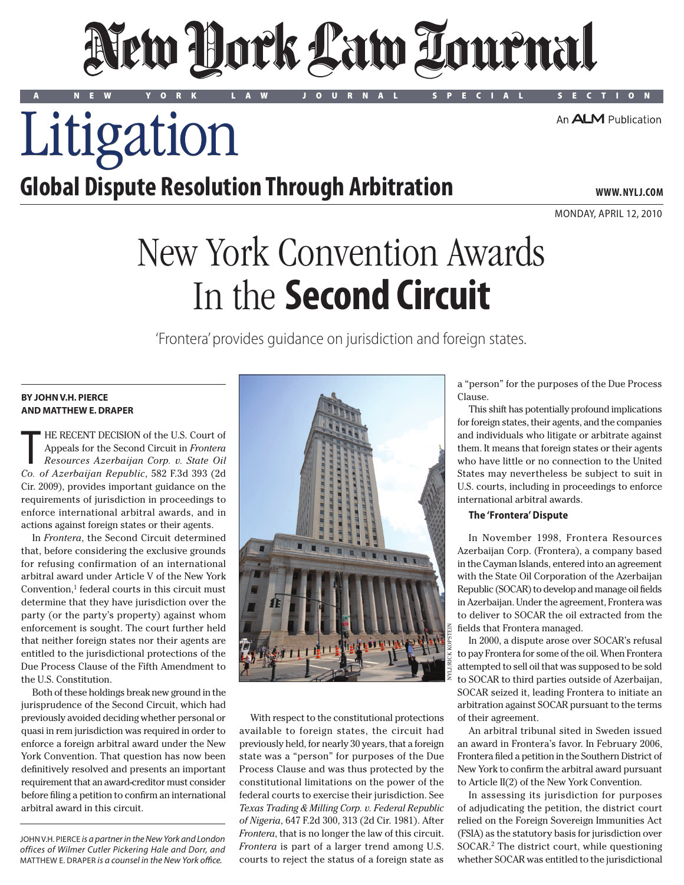# New York Law Journal

A NEW YORK LAW JOURNAL SPECIAL SECTION

# Litigation

An ALM Publication

## Global Dispute Resolution Through Arbitration

WWW.NYLJ.COM

MONDAY, APRIL 12, 2010

# New York Convention Awards In the **Second Circuit**

'Frontera' provides guidance on jurisdiction and foreign states.

**BY JOHN V.H. PIERCE AND MATTHEW E. DRAPER**

THE RECENT DECISION of the U.S. Court of Appeals for the Second Circuit in *Frontera Resources Azerbaijan Corp. v. State Oil Co. of Azerbaijan Republic*, 582 F.3d 393 (2d Cir. 2009), provides important guidance on the requirements of jurisdiction in proceedings to enforce international arbitral awards, and in actions against foreign states or their agents.

In *Frontera*, the Second Circuit determined that, before considering the exclusive grounds for refusing confirmation of an international arbitral award under Article V of the New York Convention,[1] federal courts in this circuit must determine that they have jurisdiction over the party (or the party's property) against whom enforcement is sought. The court further held that neither foreign states nor their agents are entitled to the jurisdictional protections of the Due Process Clause of the Fifth Amendment to the U.S. Constitution.

Both of these holdings break new ground in the jurisprudence of the Second Circuit, which had previously avoided deciding whether personal or quasi in rem jurisdiction was required in order to enforce a foreign arbitral award under the New York Convention. That question has now been definitively resolved and presents an important requirement that an award-creditor must consider before filing a petition to confirm an international arbitral award in this circuit.

JOHN V.H. PIERCE *is a partner in the New York and London offices of Wilmer Cutler Pickering Hale and Dorr, and* MATTHEW E. DRAPER *is a counsel in the New York office.*

With respect to the constitutional protections available to foreign states, the circuit had previously held, for nearly 30 years, that a foreign state was a "person" for purposes of the Due Process Clause and was thus protected by the constitutional limitations on the power of the federal courts to exercise their jurisdiction. See *Texas Trading & Milling Corp. v. Federal Republic of Nigeria*, 647 F.2d 300, 313 (2d Cir. 1981). After *Frontera*, that is no longer the law of this circuit. *Frontera* is part of a larger trend among U.S. courts to reject the status of a foreign state as a "person" for the purposes of the Due Process Clause.

This shift has potentially profound implications for foreign states, their agents, and the companies and individuals who litigate or arbitrate against them. It means that foreign states or their agents who have little or no connection to the United States may nevertheless be subject to suit in U.S. courts, including in proceedings to enforce international arbitral awards.

### The 'Frontera' Dispute

In November 1998, Frontera Resources Azerbaijan Corp. (Frontera), a company based in the Cayman Islands, entered into an agreement with the State Oil Corporation of the Azerbaijan Republic (SOCAR) to develop and manage oil fields in Azerbaijan. Under the agreement, Frontera was to deliver to SOCAR the oil extracted from the fields that Frontera managed.

In 2000, a dispute arose over SOCAR's refusal to pay Frontera for some of the oil. When Frontera attempted to sell oil that was supposed to be sold to SOCAR to third parties outside of Azerbaijan, SOCAR seized it, leading Frontera to initiate an arbitration against SOCAR pursuant to the terms of their agreement.

An arbitral tribunal sited in Sweden issued an award in Frontera's favor. In February 2006, Frontera filed a petition in the Southern District of New York to confirm the arbitral award pursuant to Article II(2) of the New York Convention.

In assessing its jurisdiction for purposes of adjudicating the petition, the district court relied on the Foreign Sovereign Immunities Act (FSIA) as the statutory basis for jurisdiction over SOCAR.[2] The district court, while questioning whether SOCAR was entitled to the jurisdictional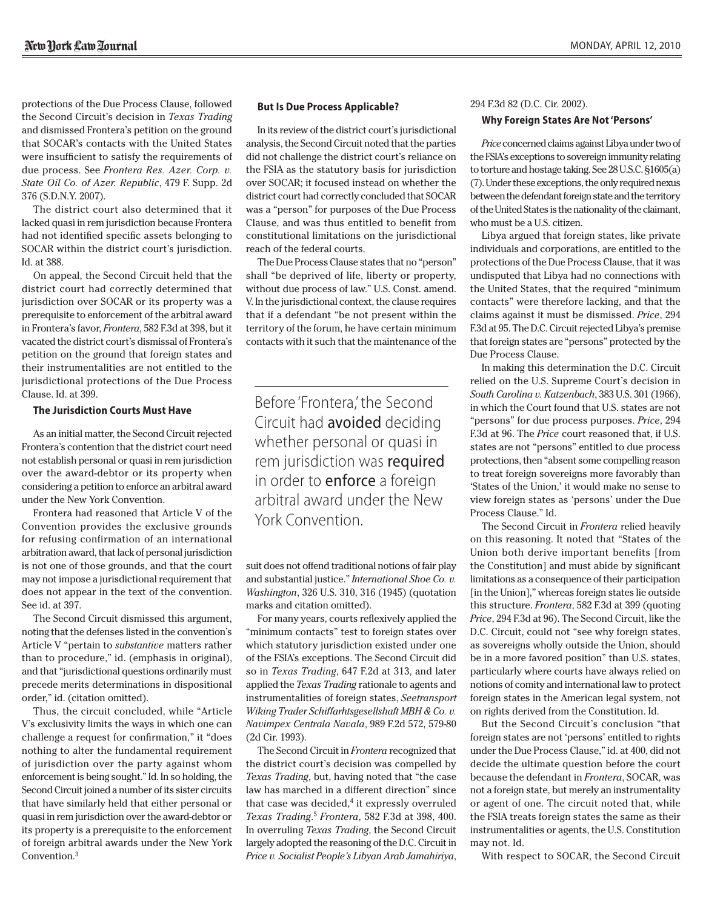protections of the Due Process Clause, followed the Second Circuit's decision in *Texas Trading* and dismissed Frontera's petition on the ground that SOCAR's contacts with the United States were insufficient to satisfy the requirements of due process. See *Frontera Res. Azer. Corp. v. State Oil Co. of Azer. Republic*, 479 F. Supp. 2d 376 (S.D.N.Y. 2007).

The district court also determined that it lacked quasi in rem jurisdiction because Frontera had not identified specific assets belonging to SOCAR within the district court's jurisdiction. Id. at 388.

On appeal, the Second Circuit held that the district court had correctly determined that jurisdiction over SOCAR or its property was a prerequisite to enforcement of the arbitral award in Frontera's favor, *Frontera*, 582 F.3d at 398, but it vacated the district court's dismissal of Frontera's petition on the ground that foreign states and their instrumentalities are not entitled to the jurisdictional protections of the Due Process Clause. Id. at 399.

### The Jurisdiction Courts Must Have

As an initial matter, the Second Circuit rejected Frontera's contention that the district court need not establish personal or quasi in rem jurisdiction over the award-debtor or its property when considering a petition to enforce an arbitral award under the New York Convention.

Frontera had reasoned that Article V of the Convention provides the exclusive grounds for refusing confirmation of an international arbitration award, that lack of personal jurisdiction is not one of those grounds, and that the court may not impose a jurisdictional requirement that does not appear in the text of the convention. See id. at 397.

The Second Circuit dismissed this argument, noting that the defenses listed in the convention's Article V "pertain to *substantive* matters rather than to procedure," id. (emphasis in original), and that "jurisdictional questions ordinarily must precede merits determinations in dispositional order," id. (citation omitted).

Thus, the circuit concluded, while "Article V's exclusivity limits the ways in which one can challenge a request for confirmation," it "does nothing to alter the fundamental requirement of jurisdiction over the party against whom enforcement is being sought." Id. In so holding, the Second Circuit joined a number of its sister circuits that have similarly held that either personal or quasi in rem jurisdiction over the award-debtor or its property is a prerequisite to the enforcement of foreign arbitral awards under the New York Convention.[3]

### But Is Due Process Applicable?

In its review of the district court's jurisdictional analysis, the Second Circuit noted that the parties did not challenge the district court's reliance on the FSIA as the statutory basis for jurisdiction over SOCAR; it focused instead on whether the district court had correctly concluded that SOCAR was a "person" for purposes of the Due Process Clause, and was thus entitled to benefit from constitutional limitations on the jurisdictional reach of the federal courts.

The Due Process Clause states that no "person" shall "be deprived of life, liberty or property, without due process of law." U.S. Const. amend. V. In the jurisdictional context, the clause requires that if a defendant "be not present within the territory of the forum, he have certain minimum contacts with it such that the maintenance of the suit does not offend traditional notions of fair play and substantial justice." *International Shoe Co. v. Washington*, 326 U.S. 310, 316 (1945) (quotation marks and citation omitted).

> Before 'Frontera,' the Second Circuit had **avoided** deciding whether personal or quasi in rem jurisdiction was **required** in order to **enforce** a foreign arbitral award under the New York Convention.

For many years, courts reflexively applied the "minimum contacts" test to foreign states over which statutory jurisdiction existed under one of the FSIA's exceptions. The Second Circuit did so in *Texas Trading*, 647 F.2d at 313, and later applied the *Texas Trading* rationale to agents and instrumentalities of foreign states, *Seetransport Wiking Trader Schiffarhtsgesellshaft MBH & Co. v. Navimpex Centrala Navala*, 989 F.2d 572, 579-80 (2d Cir. 1993).

The Second Circuit in *Frontera* recognized that the district court's decision was compelled by *Texas Trading*, but, having noted that "the case law has marched in a different direction" since that case was decided,[4] it expressly overruled *Texas Trading*.[5] *Frontera*, 582 F.3d at 398, 400. In overruling *Texas Trading*, the Second Circuit largely adopted the reasoning of the D.C. Circuit in *Price v. Socialist People's Libyan Arab Jamahiriya*, 294 F.3d 82 (D.C. Cir. 2002).

### Why Foreign States Are Not 'Persons'

*Price* concerned claims against Libya under two of the FSIA's exceptions to sovereign immunity relating to torture and hostage taking. See 28 U.S.C. §1605(a)(7). Under these exceptions, the only required nexus between the defendant foreign state and the territory of the United States is the nationality of the claimant, who must be a U.S. citizen.

Libya argued that foreign states, like private individuals and corporations, are entitled to the protections of the Due Process Clause, that it was undisputed that Libya had no connections with the United States, that the required "minimum contacts" were therefore lacking, and that the claims against it must be dismissed. *Price*, 294 F.3d at 95. The D.C. Circuit rejected Libya's premise that foreign states are "persons" protected by the Due Process Clause.

In making this determination the D.C. Circuit relied on the U.S. Supreme Court's decision in *South Carolina v. Katzenbach*, 383 U.S. 301 (1966), in which the Court found that U.S. states are not "persons" for due process purposes. *Price*, 294 F.3d at 96. The *Price* court reasoned that, if U.S. states are not "persons" entitled to due process protections, then "absent some compelling reason to treat foreign sovereigns more favorably than 'States of the Union,' it would make no sense to view foreign states as 'persons' under the Due Process Clause." Id.

The Second Circuit in *Frontera* relied heavily on this reasoning. It noted that "States of the Union both derive important benefits [from the Constitution] and must abide by significant limitations as a consequence of their participation [in the Union]," whereas foreign states lie outside this structure. *Frontera*, 582 F.3d at 399 (quoting *Price*, 294 F.3d at 96). The Second Circuit, like the D.C. Circuit, could not "see why foreign states, as sovereigns wholly outside the Union, should be in a more favored position" than U.S. states, particularly where courts have always relied on notions of comity and international law to protect foreign states in the American legal system, not on rights derived from the Constitution. Id.

But the Second Circuit's conclusion "that foreign states are not 'persons' entitled to rights under the Due Process Clause," id. at 400, did not decide the ultimate question before the court because the defendant in *Frontera*, SOCAR, was not a foreign state, but merely an instrumentality or agent of one. The circuit noted that, while the FSIA treats foreign states the same as their instrumentalities or agents, the U.S. Constitution may not. Id.

With respect to SOCAR, the Second Circuit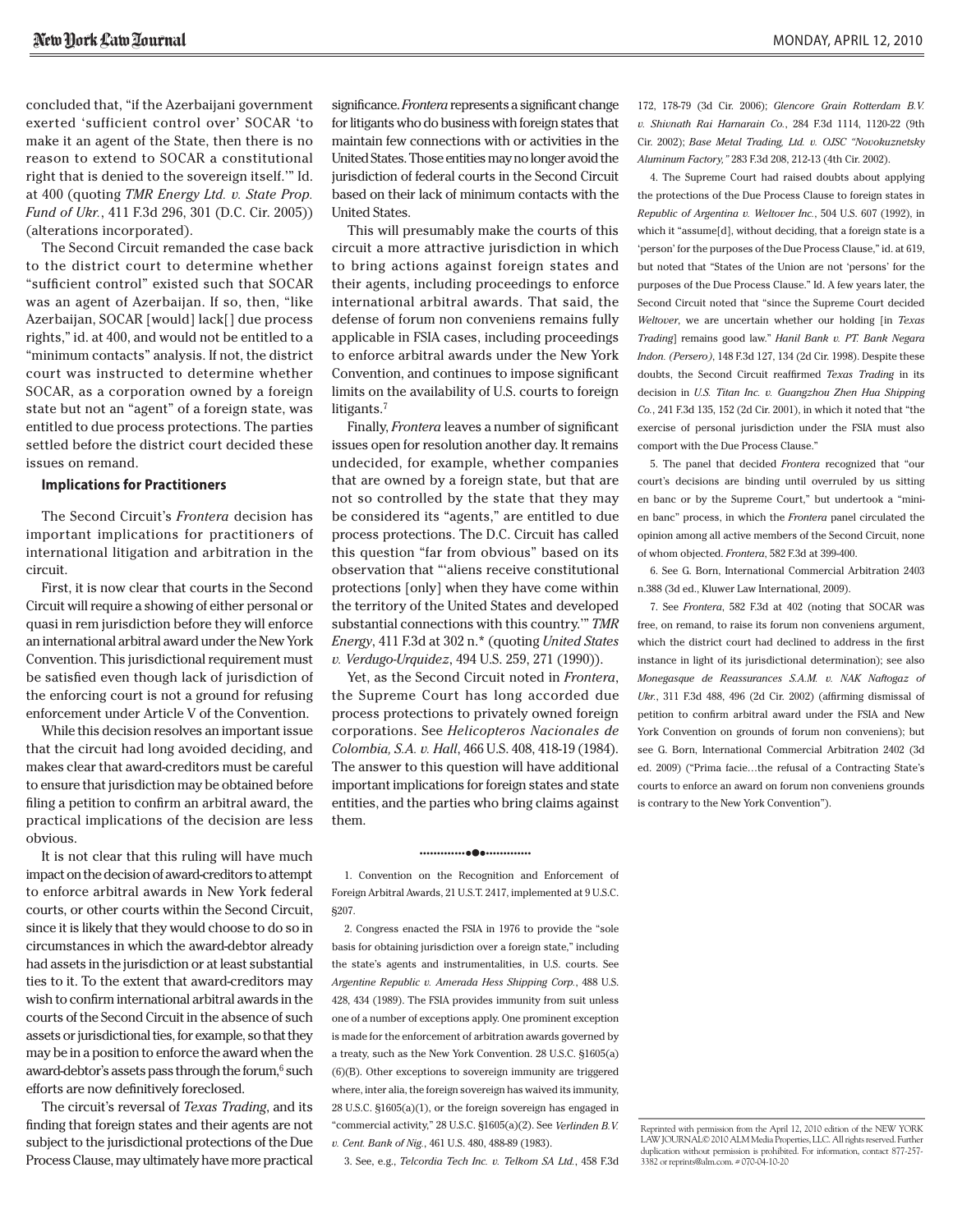concluded that, "if the Azerbaijani government exerted 'sufficient control over' SOCAR 'to make it an agent of the State, then there is no reason to extend to SOCAR a constitutional right that is denied to the sovereign itself.'" Id. at 400 (quoting *TMR Energy Ltd. v. State Prop. Fund of Ukr.*, 411 F.3d 296, 301 (D.C. Cir. 2005)) (alterations incorporated).

The Second Circuit remanded the case back to the district court to determine whether "sufficient control" existed such that SOCAR was an agent of Azerbaijan. If so, then, "like Azerbaijan, SOCAR [would] lack[] due process rights," id. at 400, and would not be entitled to a "minimum contacts" analysis. If not, the district court was instructed to determine whether SOCAR, as a corporation owned by a foreign state but not an "agent" of a foreign state, was entitled to due process protections. The parties settled before the district court decided these issues on remand.

### Implications for Practitioners

The Second Circuit's *Frontera* decision has important implications for practitioners of international litigation and arbitration in the circuit.

First, it is now clear that courts in the Second Circuit will require a showing of either personal or quasi in rem jurisdiction before they will enforce an international arbitral award under the New York Convention. This jurisdictional requirement must be satisfied even though lack of jurisdiction of the enforcing court is not a ground for refusing enforcement under Article V of the Convention.

While this decision resolves an important issue that the circuit had long avoided deciding, and makes clear that award-creditors must be careful to ensure that jurisdiction may be obtained before filing a petition to confirm an arbitral award, the practical implications of the decision are less obvious.

It is not clear that this ruling will have much impact on the decision of award-creditors to attempt to enforce arbitral awards in New York federal courts, or other courts within the Second Circuit, since it is likely that they would choose to do so in circumstances in which the award-debtor already had assets in the jurisdiction or at least substantial ties to it. To the extent that award-creditors may wish to confirm international arbitral awards in the courts of the Second Circuit in the absence of such assets or jurisdictional ties, for example, so that they may be in a position to enforce the award when the award-debtor's assets pass through the forum,[6] such efforts are now definitively foreclosed.

The circuit's reversal of *Texas Trading*, and its finding that foreign states and their agents are not subject to the jurisdictional protections of the Due Process Clause, may ultimately have more practical significance. *Frontera* represents a significant change for litigants who do business with foreign states that maintain few connections with or activities in the United States. Those entities may no longer avoid the jurisdiction of federal courts in the Second Circuit based on their lack of minimum contacts with the United States.

This will presumably make the courts of this circuit a more attractive jurisdiction in which to bring actions against foreign states and their agents, including proceedings to enforce international arbitral awards. That said, the defense of forum non conveniens remains fully applicable in FSIA cases, including proceedings to enforce arbitral awards under the New York Convention, and continues to impose significant limits on the availability of U.S. courts to foreign litigants.[7]

Finally, *Frontera* leaves a number of significant issues open for resolution another day. It remains undecided, for example, whether companies that are owned by a foreign state, but that are not so controlled by the state that they may be considered its "agents," are entitled to due process protections. The D.C. Circuit has called this question "far from obvious" based on its observation that "'aliens receive constitutional protections [only] when they have come within the territory of the United States and developed substantial connections with this country.'" *TMR Energy*, 411 F.3d at 302 n.* (quoting *United States v. Verdugo-Urquidez*, 494 U.S. 259, 271 (1990)).

Yet, as the Second Circuit noted in *Frontera*, the Supreme Court has long accorded due process protections to privately owned foreign corporations. See *Helicopteros Nacionales de Colombia, S.A. v. Hall*, 466 U.S. 408, 418-19 (1984). The answer to this question will have additional important implications for foreign states and state entities, and the parties who bring claims against them.

1. Convention on the Recognition and Enforcement of Foreign Arbitral Awards, 21 U.S.T. 2417, implemented at 9 U.S.C. §207.

2. Congress enacted the FSIA in 1976 to provide the "sole basis for obtaining jurisdiction over a foreign state," including the state's agents and instrumentalities, in U.S. courts. See *Argentine Republic v. Amerada Hess Shipping Corp.*, 488 U.S. 428, 434 (1989). The FSIA provides immunity from suit unless one of a number of exceptions apply. One prominent exception is made for the enforcement of arbitration awards governed by a treaty, such as the New York Convention. 28 U.S.C. §1605(a)(6)(B). Other exceptions to sovereign immunity are triggered where, inter alia, the foreign sovereign has waived its immunity, 28 U.S.C. §1605(a)(1), or the foreign sovereign has engaged in "commercial activity," 28 U.S.C. §1605(a)(2). See *Verlinden B.V. v. Cent. Bank of Nig.*, 461 U.S. 480, 488-89 (1983).

3. See, e.g., *Telcordia Tech Inc. v. Telkom SA Ltd.*, 458 F.3d 172, 178-79 (3d Cir. 2006); *Glencore Grain Rotterdam B.V. v. Shivnath Rai Harnarain Co.*, 284 F.3d 1114, 1120-22 (9th Cir. 2002); *Base Metal Trading, Ltd. v. OJSC "Novokuznetsky Aluminum Factory,"* 283 F.3d 208, 212-13 (4th Cir. 2002).

4. The Supreme Court had raised doubts about applying the protections of the Due Process Clause to foreign states in *Republic of Argentina v. Weltover Inc.*, 504 U.S. 607 (1992), in which it "assume[d], without deciding, that a foreign state is a 'person' for the purposes of the Due Process Clause," id. at 619, but noted that "States of the Union are not 'persons' for the purposes of the Due Process Clause." Id. A few years later, the Second Circuit noted that "since the Supreme Court decided *Weltover*, we are uncertain whether our holding [in *Texas Trading*] remains good law." *Hanil Bank v. PT. Bank Negara Indon. (Persero)*, 148 F.3d 127, 134 (2d Cir. 1998). Despite these doubts, the Second Circuit reaffirmed *Texas Trading* in its decision in *U.S. Titan Inc. v. Guangzhou Zhen Hua Shipping Co.*, 241 F.3d 135, 152 (2d Cir. 2001), in which it noted that "the exercise of personal jurisdiction under the FSIA must also comport with the Due Process Clause."

5. The panel that decided *Frontera* recognized that "our court's decisions are binding until overruled by us sitting en banc or by the Supreme Court," but undertook a "mini-en banc" process, in which the *Frontera* panel circulated the opinion among all active members of the Second Circuit, none of whom objected. *Frontera*, 582 F.3d at 399-400.

6. See G. Born, International Commercial Arbitration 2403 n.388 (3d ed., Kluwer Law International, 2009).

7. See *Frontera*, 582 F.3d at 402 (noting that SOCAR was free, on remand, to raise its forum non conveniens argument, which the district court had declined to address in the first instance in light of its jurisdictional determination); see also *Monegasque de Reassurances S.A.M. v. NAK Naftogaz of Ukr.*, 311 F.3d 488, 496 (2d Cir. 2002) (affirming dismissal of petition to confirm arbitral award under the FSIA and New York Convention on grounds of forum non conveniens); but see G. Born, International Commercial Arbitration 2402 (3d ed. 2009) ("Prima facie…the refusal of a Contracting State's courts to enforce an award on forum non conveniens grounds is contrary to the New York Convention").

Reprinted with permission from the April 12, 2010 edition of the NEW YORK LAW JOURNAL© 2010 ALM Media Properties, LLC. All rights reserved. Further duplication without permission is prohibited. For information, contact 877-257-3382 or reprints@alm.com. # 070-04-10-20